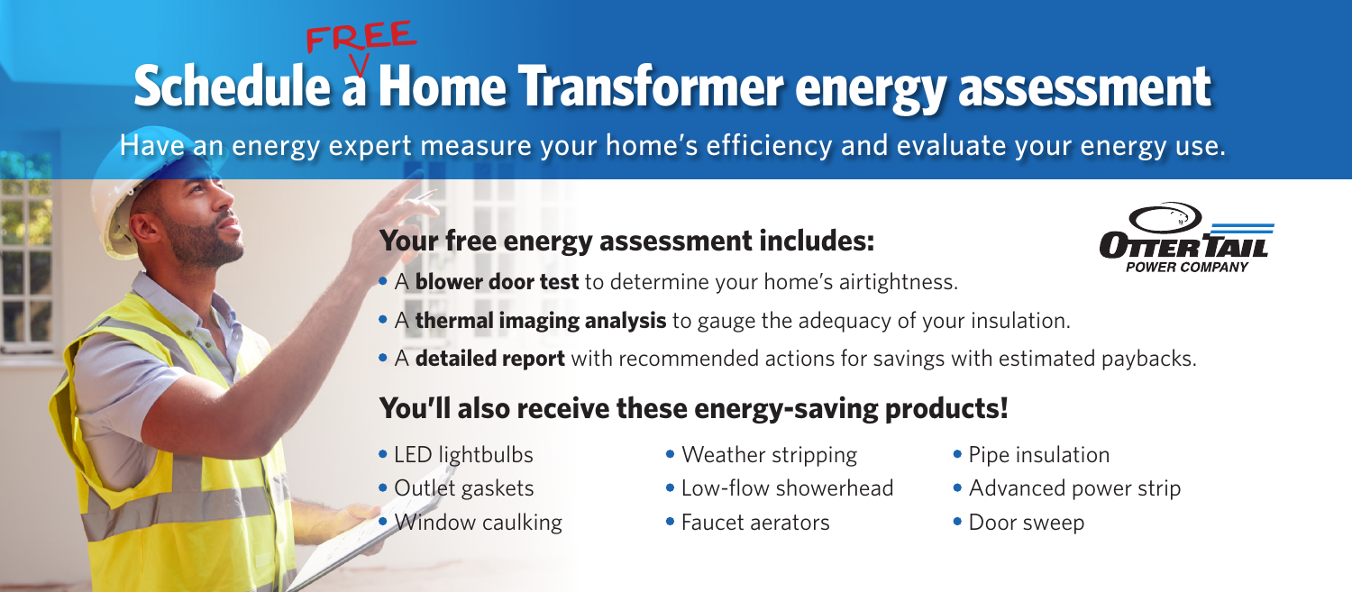# Schedule a FREE Home Transformer energy assessment

Have an energy expert measure your home's efficiency and evaluate your energy use.

OTTER TAIL POWER COMPANY

## Your free energy assessment includes:

- A **blower door test** to determine your home's airtightness.
- A **thermal imaging analysis** to gauge the adequacy of your insulation.
- A **detailed report** with recommended actions for savings with estimated paybacks.

## You'll also receive these energy-saving products!

- LED lightbulbs
- Outlet gaskets
- Window caulking
- Weather stripping
- Low-flow showerhead
- Faucet aerators
- Pipe insulation
- Advanced power strip
- Door sweep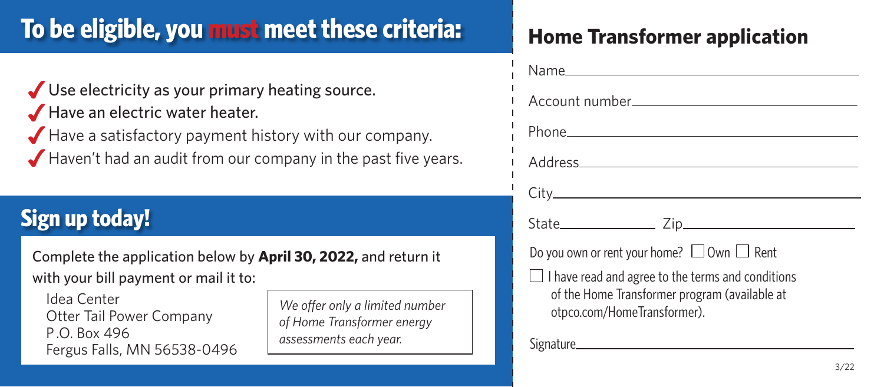## To be eligible, you must meet these criteria:

- ✓ Use electricity as your primary heating source.
- ✓ Have an electric water heater.
- ✓ Have a satisfactory payment history with our company.
- ✓ Haven't had an audit from our company in the past five years.

## Sign up today!

Complete the application below by **April 30, 2022,** and return it with your bill payment or mail it to:

Idea Center
Otter Tail Power Company
P.O. Box 496
Fergus Falls, MN 56538-0496

*We offer only a limited number of Home Transformer energy assessments each year.*

## Home Transformer application

Name\_\_\_\_\_\_\_\_\_\_\_\_\_\_\_\_\_\_\_\_\_\_\_\_\_\_\_\_\_\_\_\_\_\_\_\_\_\_\_\_

Account number\_\_\_\_\_\_\_\_\_\_\_\_\_\_\_\_\_\_\_\_\_\_\_\_\_\_\_\_\_\_\_\_

Phone\_\_\_\_\_\_\_\_\_\_\_\_\_\_\_\_\_\_\_\_\_\_\_\_\_\_\_\_\_\_\_\_\_\_\_\_\_\_\_\_

Address\_\_\_\_\_\_\_\_\_\_\_\_\_\_\_\_\_\_\_\_\_\_\_\_\_\_\_\_\_\_\_\_\_\_\_\_\_\_

City\_\_\_\_\_\_\_\_\_\_\_\_\_\_\_\_\_\_\_\_\_\_\_\_\_\_\_\_\_\_\_\_\_\_\_\_\_\_\_\_\_\_

State\_\_\_\_\_\_\_\_\_\_\_\_\_ Zip\_\_\_\_\_\_\_\_\_\_\_\_\_\_\_\_\_\_\_\_\_\_

Do you own or rent your home? ☐ Own ☐ Rent

☐ I have read and agree to the terms and conditions of the Home Transformer program (available at otpco.com/HomeTransformer).

Signature\_\_\_\_\_\_\_\_\_\_\_\_\_\_\_\_\_\_\_\_\_\_\_\_\_\_\_\_\_\_\_\_\_\_\_\_\_\_

3/22